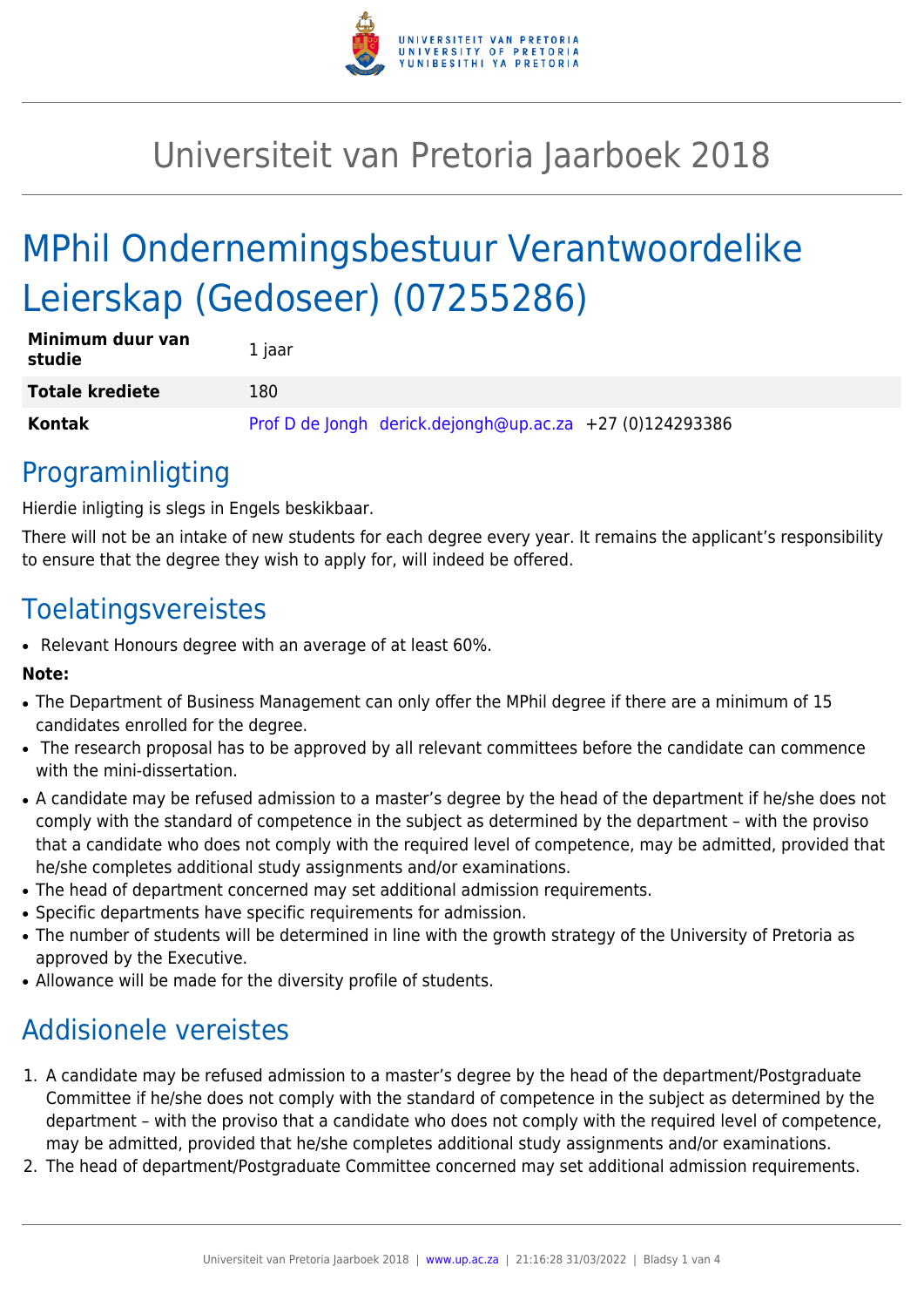# Universiteit van Pretoria Jaarboek 2018

# MPhil Ondernemingsbestuur Verantwoordelike Leierskap (Gedoseer) (07255286)

| | |
|---|---|
| **Minimum duur van studie** | 1 jaar |
| **Totale krediete** | 180 |
| **Kontak** | Prof D de Jongh derick.dejongh@up.ac.za +27 (0)124293386 |

## Programinligting

Hierdie inligting is slegs in Engels beskikbaar.

There will not be an intake of new students for each degree every year. It remains the applicant's responsibility to ensure that the degree they wish to apply for, will indeed be offered.

## Toelatingsvereistes

- Relevant Honours degree with an average of at least 60%.

**Note:**

- The Department of Business Management can only offer the MPhil degree if there are a minimum of 15 candidates enrolled for the degree.
- The research proposal has to be approved by all relevant committees before the candidate can commence with the mini-dissertation.
- A candidate may be refused admission to a master's degree by the head of the department if he/she does not comply with the standard of competence in the subject as determined by the department – with the proviso that a candidate who does not comply with the required level of competence, may be admitted, provided that he/she completes additional study assignments and/or examinations.
- The head of department concerned may set additional admission requirements.
- Specific departments have specific requirements for admission.
- The number of students will be determined in line with the growth strategy of the University of Pretoria as approved by the Executive.
- Allowance will be made for the diversity profile of students.

## Addisionele vereistes

1. A candidate may be refused admission to a master's degree by the head of the department/Postgraduate Committee if he/she does not comply with the standard of competence in the subject as determined by the department – with the proviso that a candidate who does not comply with the required level of competence, may be admitted, provided that he/she completes additional study assignments and/or examinations.
2. The head of department/Postgraduate Committee concerned may set additional admission requirements.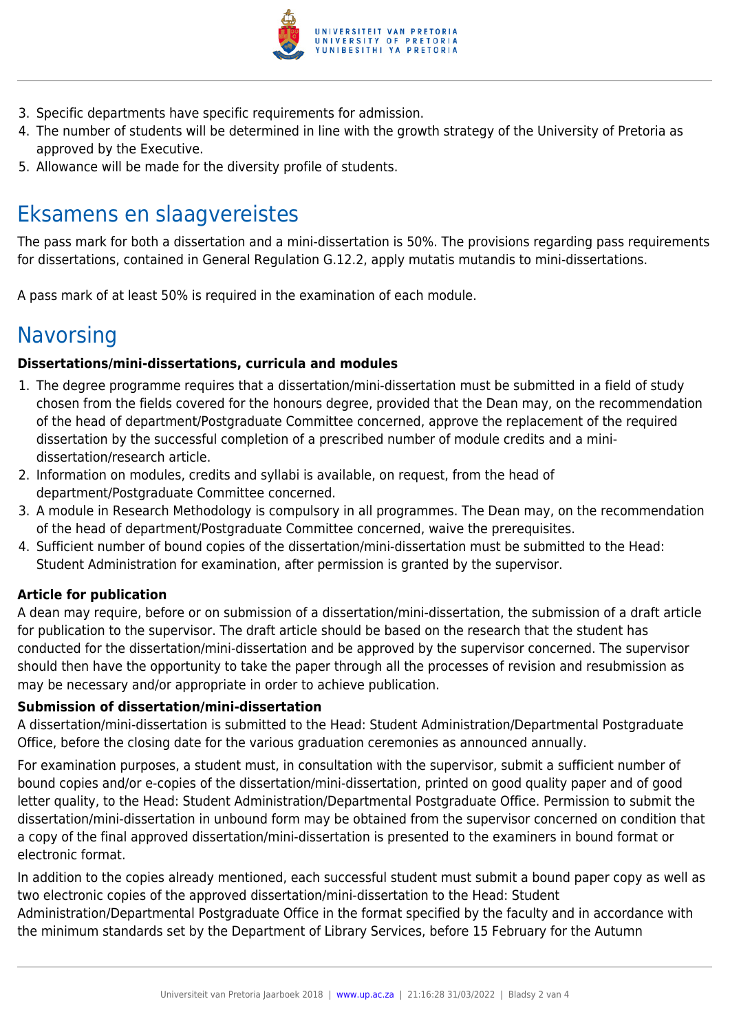3. Specific departments have specific requirements for admission.
4. The number of students will be determined in line with the growth strategy of the University of Pretoria as approved by the Executive.
5. Allowance will be made for the diversity profile of students.

## Eksamens en slaagvereistes

The pass mark for both a dissertation and a mini-dissertation is 50%. The provisions regarding pass requirements for dissertations, contained in General Regulation G.12.2, apply mutatis mutandis to mini-dissertations.

A pass mark of at least 50% is required in the examination of each module.

## Navorsing

**Dissertations/mini-dissertations, curricula and modules**

1. The degree programme requires that a dissertation/mini-dissertation must be submitted in a field of study chosen from the fields covered for the honours degree, provided that the Dean may, on the recommendation of the head of department/Postgraduate Committee concerned, approve the replacement of the required dissertation by the successful completion of a prescribed number of module credits and a mini-dissertation/research article.
2. Information on modules, credits and syllabi is available, on request, from the head of department/Postgraduate Committee concerned.
3. A module in Research Methodology is compulsory in all programmes. The Dean may, on the recommendation of the head of department/Postgraduate Committee concerned, waive the prerequisites.
4. Sufficient number of bound copies of the dissertation/mini-dissertation must be submitted to the Head: Student Administration for examination, after permission is granted by the supervisor.

**Article for publication**

A dean may require, before or on submission of a dissertation/mini-dissertation, the submission of a draft article for publication to the supervisor. The draft article should be based on the research that the student has conducted for the dissertation/mini-dissertation and be approved by the supervisor concerned. The supervisor should then have the opportunity to take the paper through all the processes of revision and resubmission as may be necessary and/or appropriate in order to achieve publication.

**Submission of dissertation/mini-dissertation**

A dissertation/mini-dissertation is submitted to the Head: Student Administration/Departmental Postgraduate Office, before the closing date for the various graduation ceremonies as announced annually.

For examination purposes, a student must, in consultation with the supervisor, submit a sufficient number of bound copies and/or e-copies of the dissertation/mini-dissertation, printed on good quality paper and of good letter quality, to the Head: Student Administration/Departmental Postgraduate Office. Permission to submit the dissertation/mini-dissertation in unbound form may be obtained from the supervisor concerned on condition that a copy of the final approved dissertation/mini-dissertation is presented to the examiners in bound format or electronic format.

In addition to the copies already mentioned, each successful student must submit a bound paper copy as well as two electronic copies of the approved dissertation/mini-dissertation to the Head: Student Administration/Departmental Postgraduate Office in the format specified by the faculty and in accordance with the minimum standards set by the Department of Library Services, before 15 February for the Autumn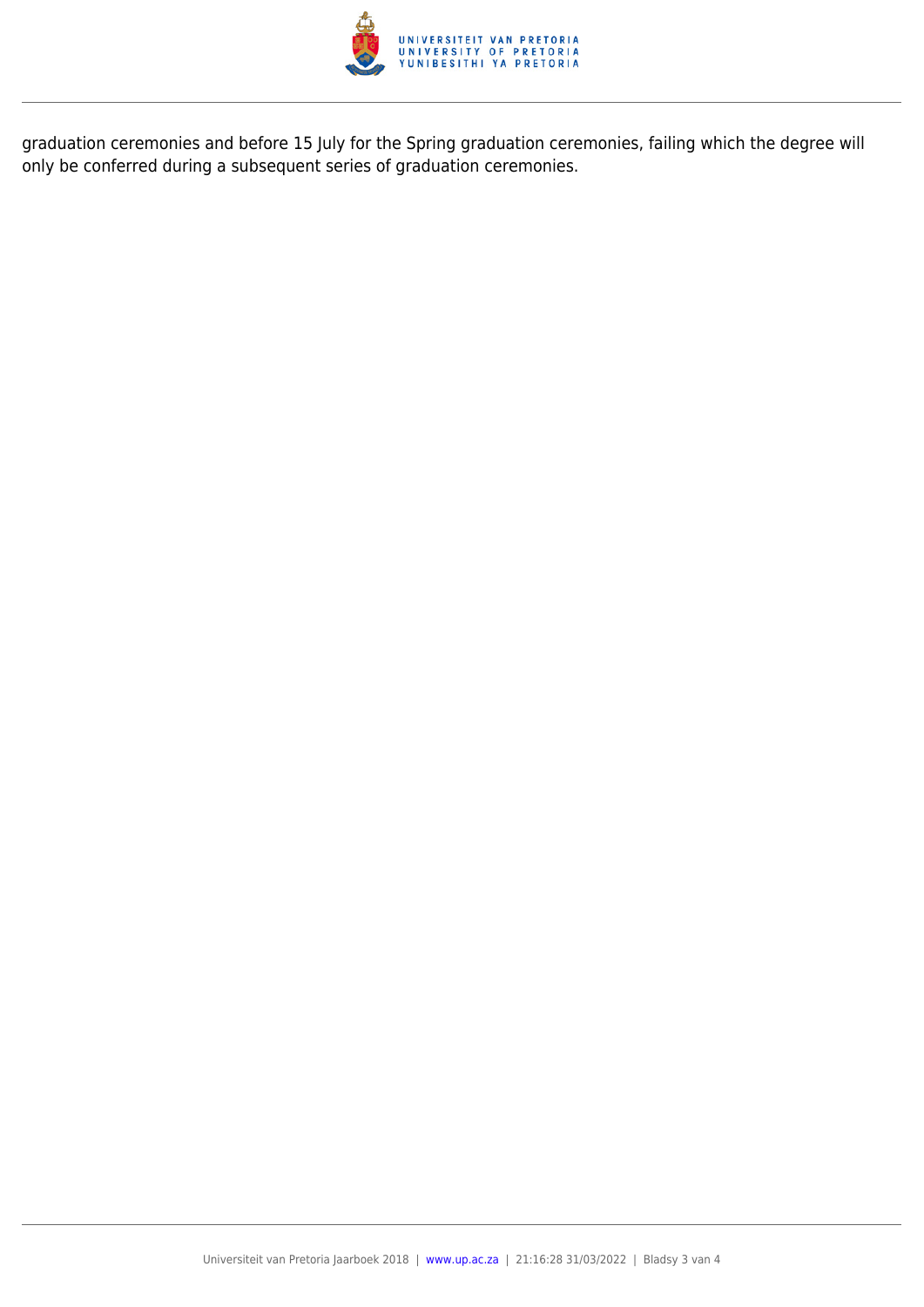graduation ceremonies and before 15 July for the Spring graduation ceremonies, failing which the degree will only be conferred during a subsequent series of graduation ceremonies.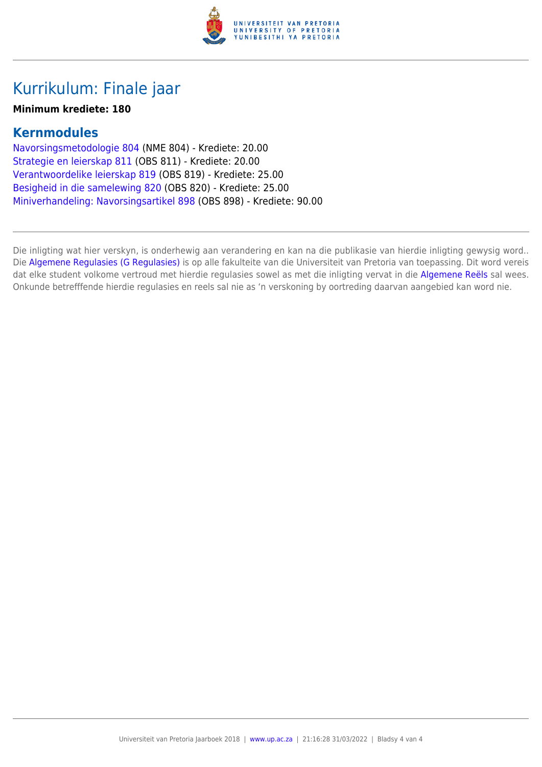# Kurrikulum: Finale jaar

**Minimum krediete: 180**

## Kernmodules

Navorsingsmetodologie 804 (NME 804) - Krediete: 20.00
Strategie en leierskap 811 (OBS 811) - Krediete: 20.00
Verantwoordelike leierskap 819 (OBS 819) - Krediete: 25.00
Besigheid in die samelewing 820 (OBS 820) - Krediete: 25.00
Miniverhandeling: Navorsingsartikel 898 (OBS 898) - Krediete: 90.00

---

Die inligting wat hier verskyn, is onderhewig aan verandering en kan na die publikasie van hierdie inligting gewysig word.. Die Algemene Regulasies (G Regulasies) is op alle fakulteite van die Universiteit van Pretoria van toepassing. Dit word vereis dat elke student volkome vertroud met hierdie regulasies sowel as met die inligting vervat in die Algemene Reëls sal wees. Onkunde betrefffende hierdie regulasies en reels sal nie as 'n verskoning by oortreding daarvan aangebied kan word nie.